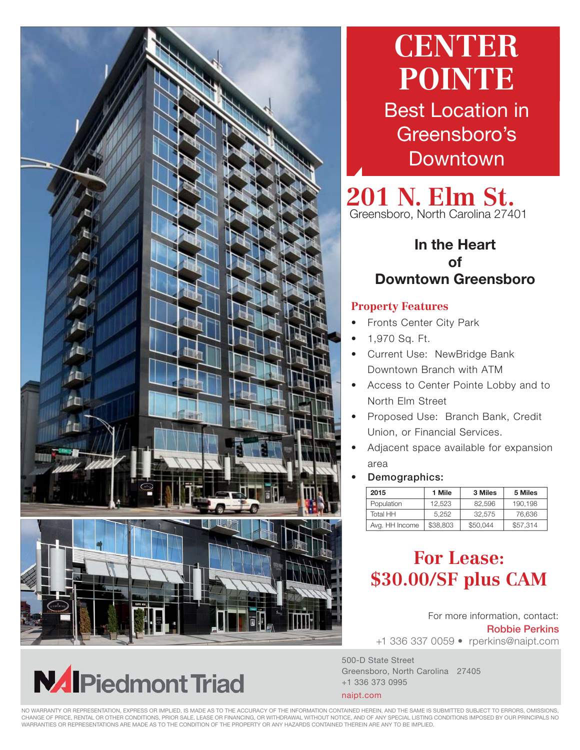# CENTER POINTE

Best Location in Greensboro's Downtown

## 201 N. Elm St.

Greensboro, North Carolina 27401

### In the Heart of Downtown Greensboro

**Property Features**

- Fronts Center City Park
- 1,970 Sq. Ft.
- Current Use: NewBridge Bank Downtown Branch with ATM
- Access to Center Pointe Lobby and to North Elm Street
- Proposed Use: Branch Bank, Credit Union, or Financial Services.
- Adjacent space available for expansion area
- **Demographics:**

| 2015 | 1 Mile | 3 Miles | 5 Miles |
|---|---|---|---|
| Population | 12,523 | 82,596 | 190,198 |
| Total HH | 5,252 | 32,575 | 76,636 |
| Avg. HH Income | $38,803 | $50,044 | $57,314 |

## For Lease: $30.00/SF plus CAM

For more information, contact:
**Robbie Perkins**
+1 336 337 0059 • rperkins@naipt.com

NAI Piedmont Triad

500-D State Street
Greensboro, North Carolina 27405
+1 336 373 0995
naipt.com

NO WARRANTY OR REPRESENTATION, EXPRESS OR IMPLIED, IS MADE AS TO THE ACCURACY OF THE INFORMATION CONTAINED HEREIN, AND THE SAME IS SUBMITTED SUBJECT TO ERRORS, OMISSIONS, CHANGE OF PRICE, RENTAL OR OTHER CONDITIONS, PRIOR SALE, LEASE OR FINANCING, OR WITHDRAWAL WITHOUT NOTICE, AND OF ANY SPECIAL LISTING CONDITIONS IMPOSED BY OUR PRINCIPALS NO WARRANTIES OR REPRESENTATIONS ARE MADE AS TO THE CONDITION OF THE PROPERTY OR ANY HAZARDS CONTAINED THEREIN ARE ANY TO BE IMPLIED.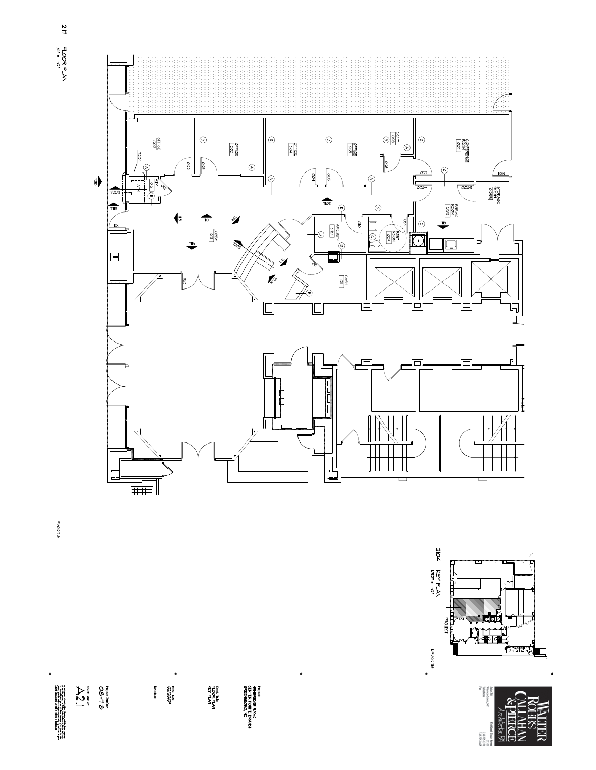2|17 FLOOR PLAN
1/4" = 1'-0"

OFFICE 002

OFFICE 003

OFFICE 004

OFFICE 005

COPY 006

CONFERENCE ROOM 007

STORAGE ROOM 008B

BREAK ROOM 008

REST ROOM 009

SECURITY 010

CASH 011

LOBBY 001

ATM 012

F:\0011B

2|04 KEY PLAN
1/32" = 1'-0"

PROJECT

KP\0011B

WALTER ROBBS CALLAHAN & PIERCE Architects, PA

Suite 300
Winston-Salem, NC
Telephone
Fax

530 North Trade Street
27101
336.725.1371
336.725.4465

Project:
NEWBRIDGE BANK
CENTER POINTE BRANCH
GREENSBORO, NC

Sheet Title:
FLOOR PLAN
KEY PLAN

Issue Date:
02/20/09

Revisions:

Project Number:
08-118

Sheet Number:
A2.1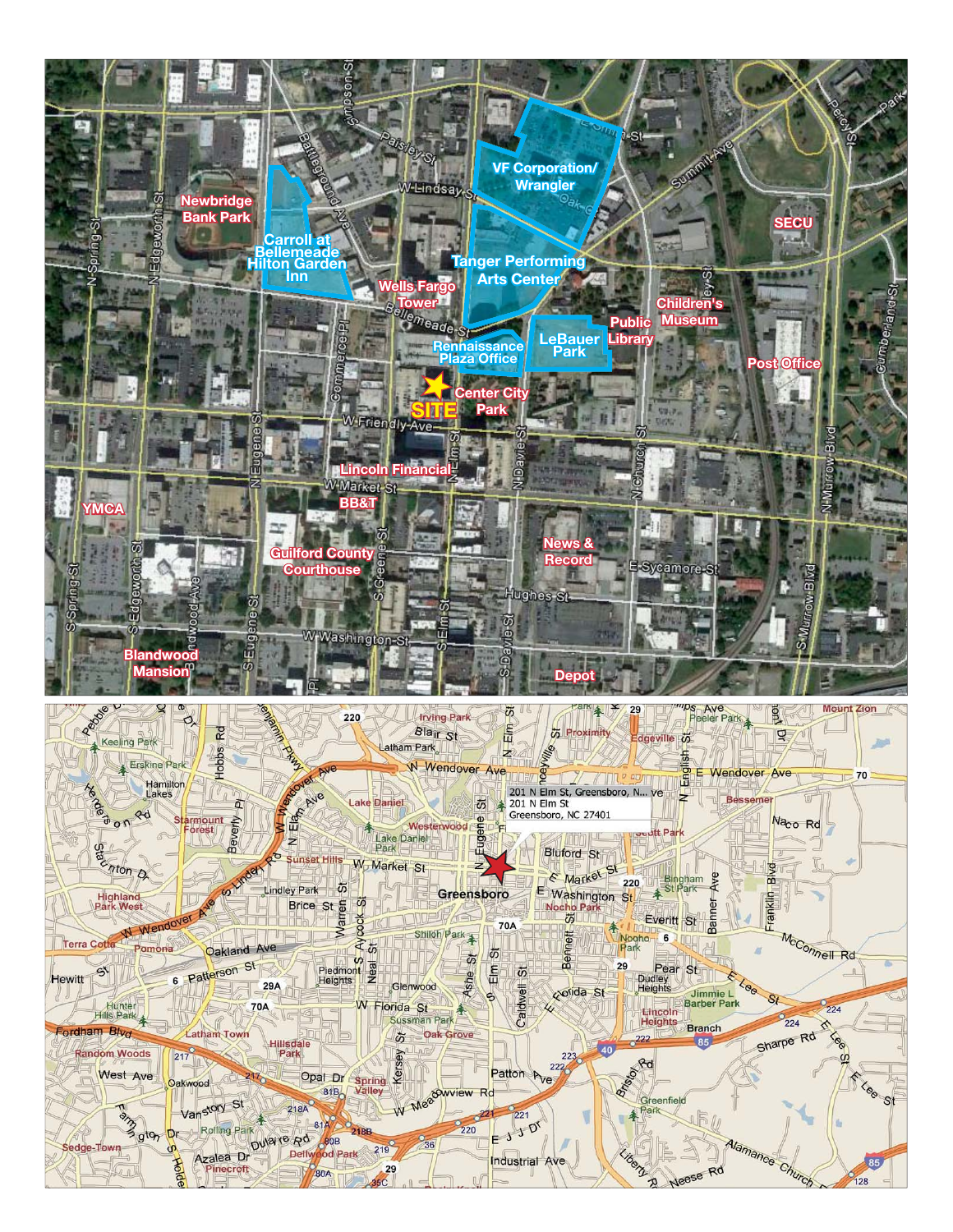VF Corporation/ Wrangler

Newbridge Bank Park

Carroll at Bellemeade Hilton Garden Inn

Tanger Performing Arts Center

Wells Fargo Tower

SECU

Children's Museum

Public Library

LeBauer Park

Rennaissance Plaza Office

Post Office

SITE

Center City Park

Lincoln Financial

BB&T

YMCA

Guilford County Courthouse

News & Record

Blandwood Mansion

Depot

201 N Elm St, Greensboro, N...

201 N Elm St

Greensboro, NC 27401

Greensboro